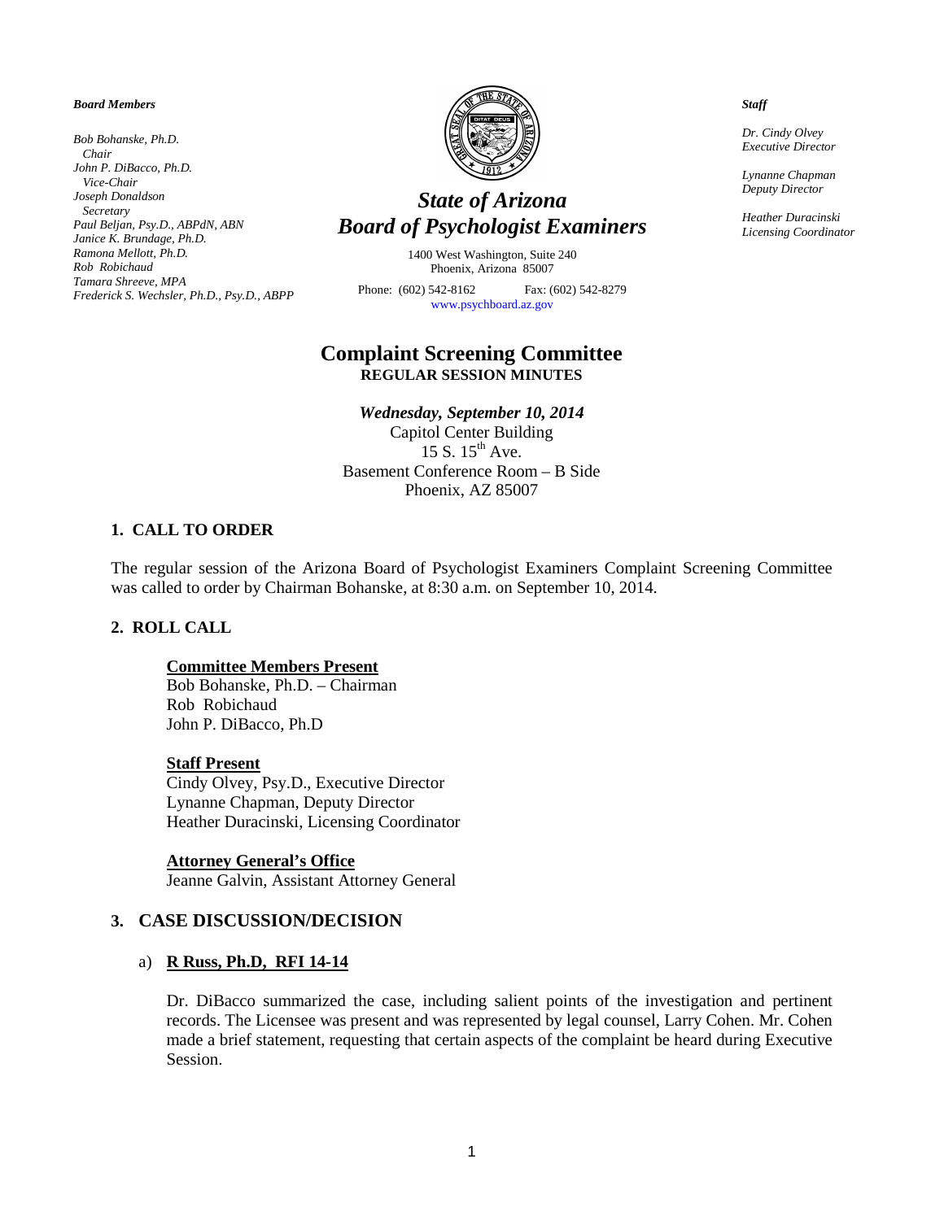*Board Members*

*Bob Bohanske, Ph.D.*
*Chair*
*John P. DiBacco, Ph.D.*
*Vice-Chair*
*Joseph Donaldson*
*Secretary*
*Paul Beljan, Psy.D., ABPdN, ABN*
*Janice K. Brundage, Ph.D.*
*Ramona Mellott, Ph.D.*
*Rob Robichaud*
*Tamara Shreeve, MPA*
*Frederick S. Wechsler, Ph.D., Psy.D., ABPP*

# *State of Arizona*
# *Board of Psychologist Examiners*

1400 West Washington, Suite 240
Phoenix, Arizona 85007

Phone: (602) 542-8162 Fax: (602) 542-8279
www.psychboard.az.gov

*Staff*

*Dr. Cindy Olvey*
*Executive Director*

*Lynanne Chapman*
*Deputy Director*

*Heather Duracinski*
*Licensing Coordinator*

## Complaint Screening Committee
**REGULAR SESSION MINUTES**

***Wednesday, September 10, 2014***
Capitol Center Building
15 S. 15th Ave.
Basement Conference Room – B Side
Phoenix, AZ 85007

### 1. CALL TO ORDER

The regular session of the Arizona Board of Psychologist Examiners Complaint Screening Committee was called to order by Chairman Bohanske, at 8:30 a.m. on September 10, 2014.

### 2. ROLL CALL

**Committee Members Present**
Bob Bohanske, Ph.D. – Chairman
Rob Robichaud
John P. DiBacco, Ph.D

**Staff Present**
Cindy Olvey, Psy.D., Executive Director
Lynanne Chapman, Deputy Director
Heather Duracinski, Licensing Coordinator

**Attorney General's Office**
Jeanne Galvin, Assistant Attorney General

### 3. CASE DISCUSSION/DECISION

a) **R Russ, Ph.D, RFI 14-14**

Dr. DiBacco summarized the case, including salient points of the investigation and pertinent records. The Licensee was present and was represented by legal counsel, Larry Cohen. Mr. Cohen made a brief statement, requesting that certain aspects of the complaint be heard during Executive Session.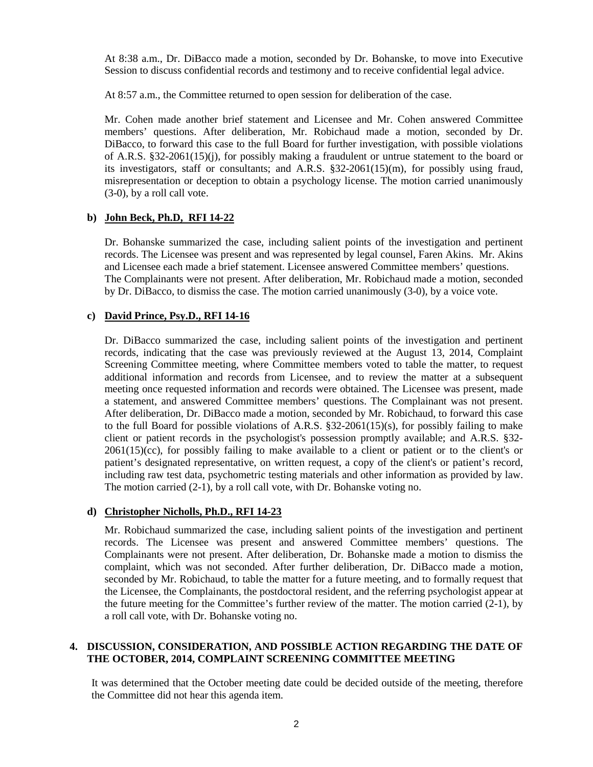At 8:38 a.m., Dr. DiBacco made a motion, seconded by Dr. Bohanske, to move into Executive Session to discuss confidential records and testimony and to receive confidential legal advice.

At 8:57 a.m., the Committee returned to open session for deliberation of the case.

Mr. Cohen made another brief statement and Licensee and Mr. Cohen answered Committee members' questions. After deliberation, Mr. Robichaud made a motion, seconded by Dr. DiBacco, to forward this case to the full Board for further investigation, with possible violations of A.R.S. §32-2061(15)(j), for possibly making a fraudulent or untrue statement to the board or its investigators, staff or consultants; and A.R.S. §32-2061(15)(m), for possibly using fraud, misrepresentation or deception to obtain a psychology license. The motion carried unanimously (3-0), by a roll call vote.

**b) <u>John Beck, Ph.D, RFI 14-22</u>**

Dr. Bohanske summarized the case, including salient points of the investigation and pertinent records. The Licensee was present and was represented by legal counsel, Faren Akins. Mr. Akins and Licensee each made a brief statement. Licensee answered Committee members' questions. The Complainants were not present. After deliberation, Mr. Robichaud made a motion, seconded by Dr. DiBacco, to dismiss the case. The motion carried unanimously (3-0), by a voice vote.

**c) <u>David Prince, Psy.D., RFI 14-16</u>**

Dr. DiBacco summarized the case, including salient points of the investigation and pertinent records, indicating that the case was previously reviewed at the August 13, 2014, Complaint Screening Committee meeting, where Committee members voted to table the matter, to request additional information and records from Licensee, and to review the matter at a subsequent meeting once requested information and records were obtained. The Licensee was present, made a statement, and answered Committee members' questions. The Complainant was not present. After deliberation, Dr. DiBacco made a motion, seconded by Mr. Robichaud, to forward this case to the full Board for possible violations of A.R.S. §32-2061(15)(s), for possibly failing to make client or patient records in the psychologist's possession promptly available; and A.R.S. §32-2061(15)(cc), for possibly failing to make available to a client or patient or to the client's or patient's designated representative, on written request, a copy of the client's or patient's record, including raw test data, psychometric testing materials and other information as provided by law. The motion carried (2-1), by a roll call vote, with Dr. Bohanske voting no.

**d) <u>Christopher Nicholls, Ph.D., RFI 14-23</u>**

Mr. Robichaud summarized the case, including salient points of the investigation and pertinent records. The Licensee was present and answered Committee members' questions. The Complainants were not present. After deliberation, Dr. Bohanske made a motion to dismiss the complaint, which was not seconded. After further deliberation, Dr. DiBacco made a motion, seconded by Mr. Robichaud, to table the matter for a future meeting, and to formally request that the Licensee, the Complainants, the postdoctoral resident, and the referring psychologist appear at the future meeting for the Committee's further review of the matter. The motion carried (2-1), by a roll call vote, with Dr. Bohanske voting no.

**4. DISCUSSION, CONSIDERATION, AND POSSIBLE ACTION REGARDING THE DATE OF THE OCTOBER, 2014, COMPLAINT SCREENING COMMITTEE MEETING**

It was determined that the October meeting date could be decided outside of the meeting, therefore the Committee did not hear this agenda item.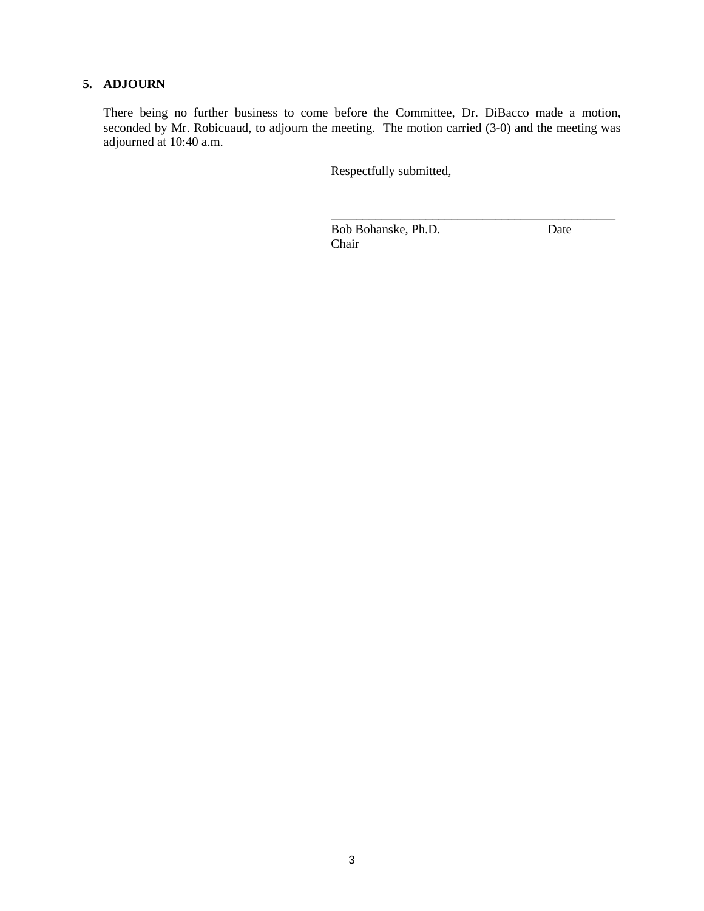**5. ADJOURN**

There being no further business to come before the Committee, Dr. DiBacco made a motion, seconded by Mr. Robicuaud, to adjourn the meeting. The motion carried (3-0) and the meeting was adjourned at 10:40 a.m.

Respectfully submitted,

\_\_\_\_\_\_\_\_\_\_\_\_\_\_\_\_\_\_\_\_\_\_\_\_\_\_\_\_\_\_\_\_\_\_\_\_\_\_\_\_\_\_\_\_\_\_

Bob Bohanske, Ph.D. Date
Chair